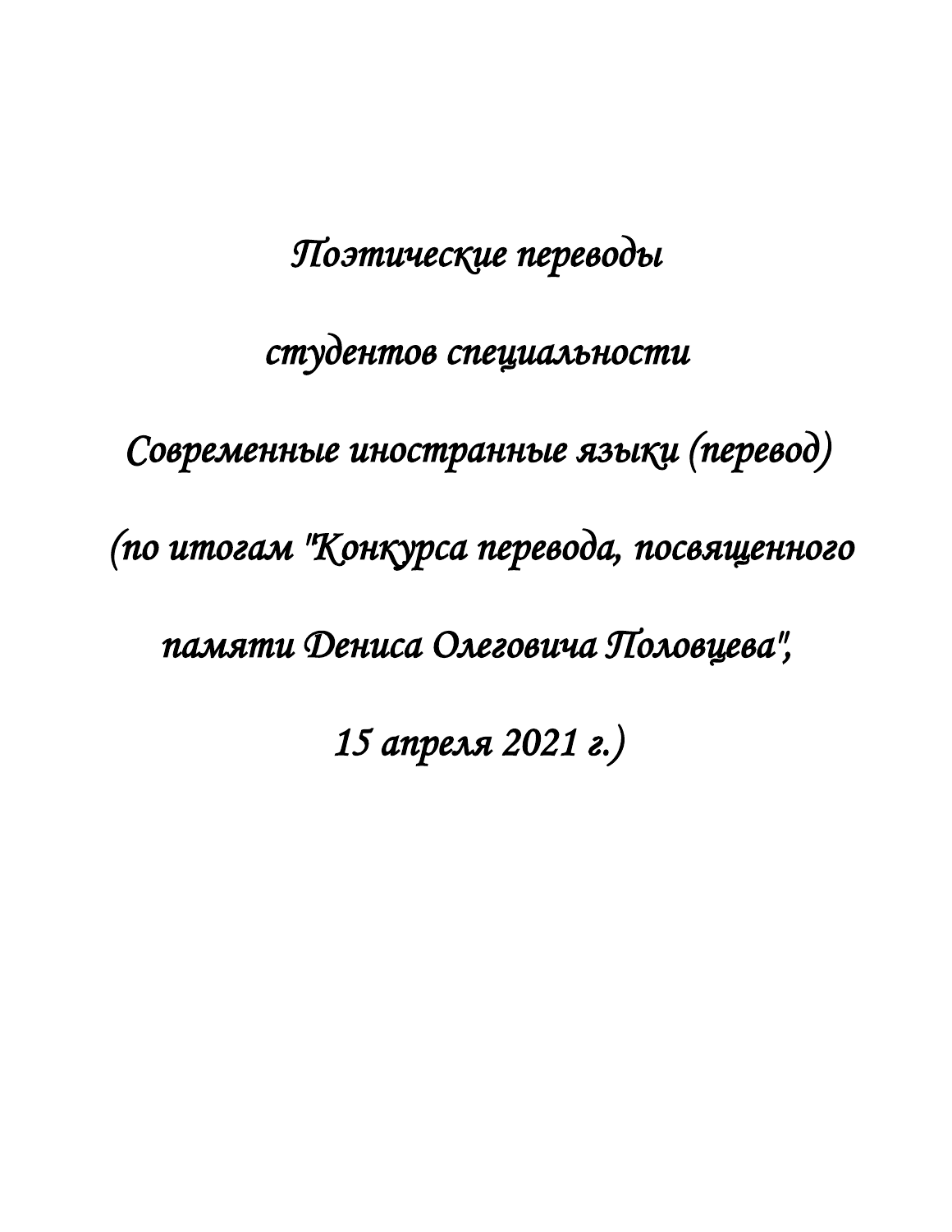# *Поэтические переводы студентов специальности Современные иностранные языки (перевод) (по итогам "Конкурса перевода, посвященного памяти Дениса Олеговича Половцева", 15 апреля 2021 г.)*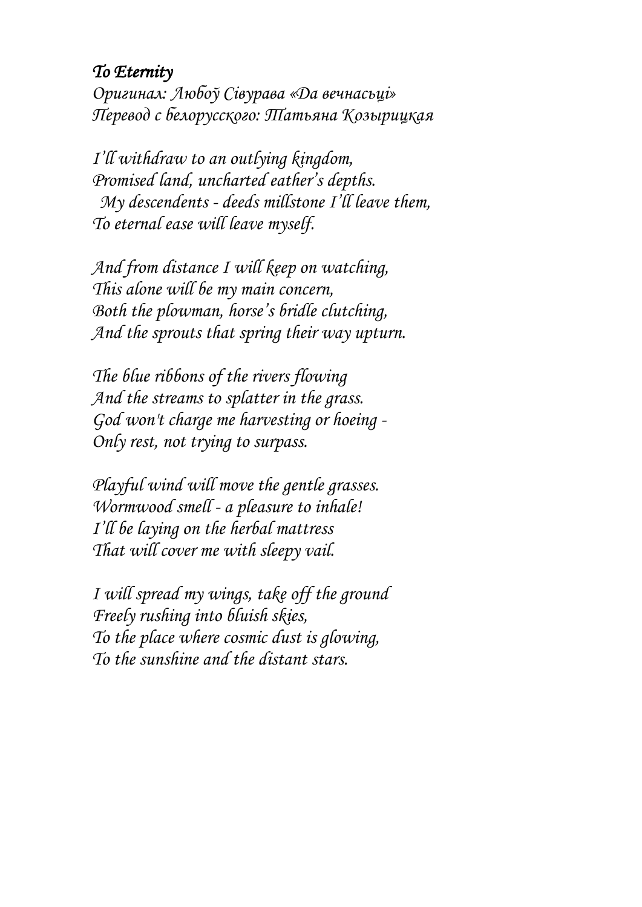***To Eternity***

*Оригинал: Любоў Сівурава «Да вечнасьці»*
*Перевод с белорусского: Татьяна Козырицкая*

*I'll withdraw to an outlying kingdom,*
*Promised land, uncharted eather's depths.*
*My descendents - deeds millstone I'll leave them,*
*To eternal ease will leave myself.*

*And from distance I will keep on watching,*
*This alone will be my main concern,*
*Both the plowman, horse's bridle clutching,*
*And the sprouts that spring their way upturn.*

*The blue ribbons of the rivers flowing*
*And the streams to splatter in the grass.*
*God won't charge me harvesting or hoeing -*
*Only rest, not trying to surpass.*

*Playful wind will move the gentle grasses.*
*Wormwood smell - a pleasure to inhale!*
*I'll be laying on the herbal mattress*
*That will cover me with sleepy vail.*

*I will spread my wings, take off the ground*
*Freely rushing into bluish skies,*
*To the place where cosmic dust is glowing,*
*To the sunshine and the distant stars.*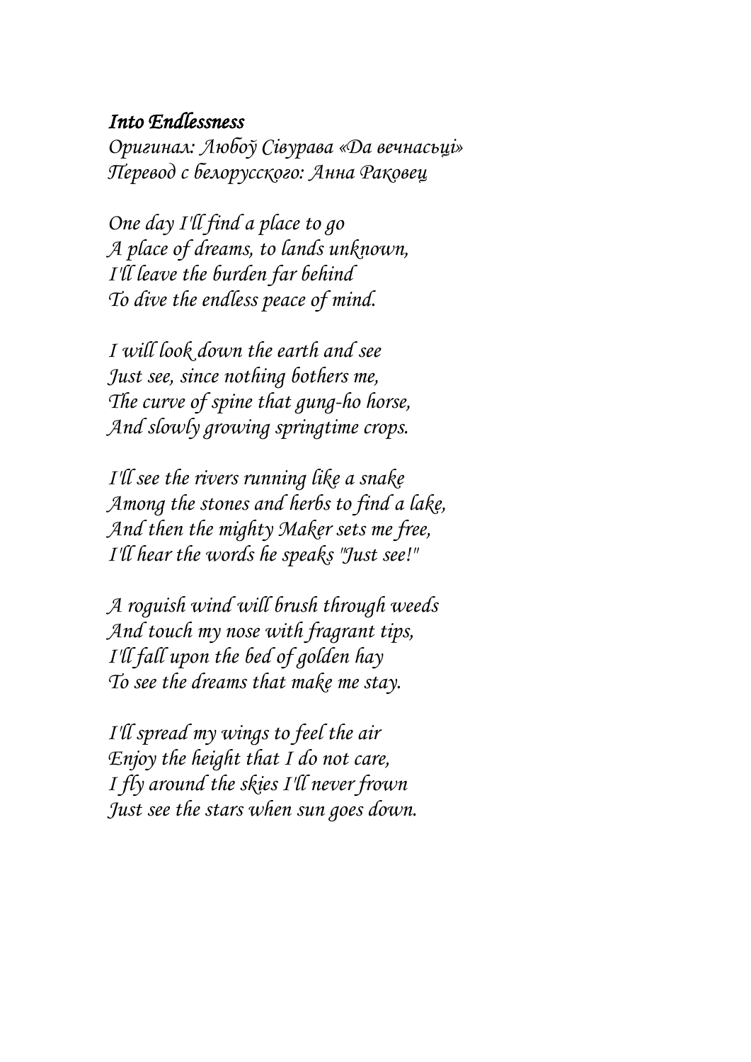***Into Endlessness***

*Оригинал: Любоў Сівурава «Да вечнасьці»*
*Перевод с белорусского: Анна Раковец*

*One day I'll find a place to go*
*A place of dreams, to lands unknown,*
*I'll leave the burden far behind*
*To dive the endless peace of mind.*

*I will look down the earth and see*
*Just see, since nothing bothers me,*
*The curve of spine that gung-ho horse,*
*And slowly growing springtime crops.*

*I'll see the rivers running like a snake*
*Among the stones and herbs to find a lake,*
*And then the mighty Maker sets me free,*
*I'll hear the words he speaks "Just see!"*

*A roguish wind will brush through weeds*
*And touch my nose with fragrant tips,*
*I'll fall upon the bed of golden hay*
*To see the dreams that make me stay.*

*I'll spread my wings to feel the air*
*Enjoy the height that I do not care,*
*I fly around the skies I'll never frown*
*Just see the stars when sun goes down.*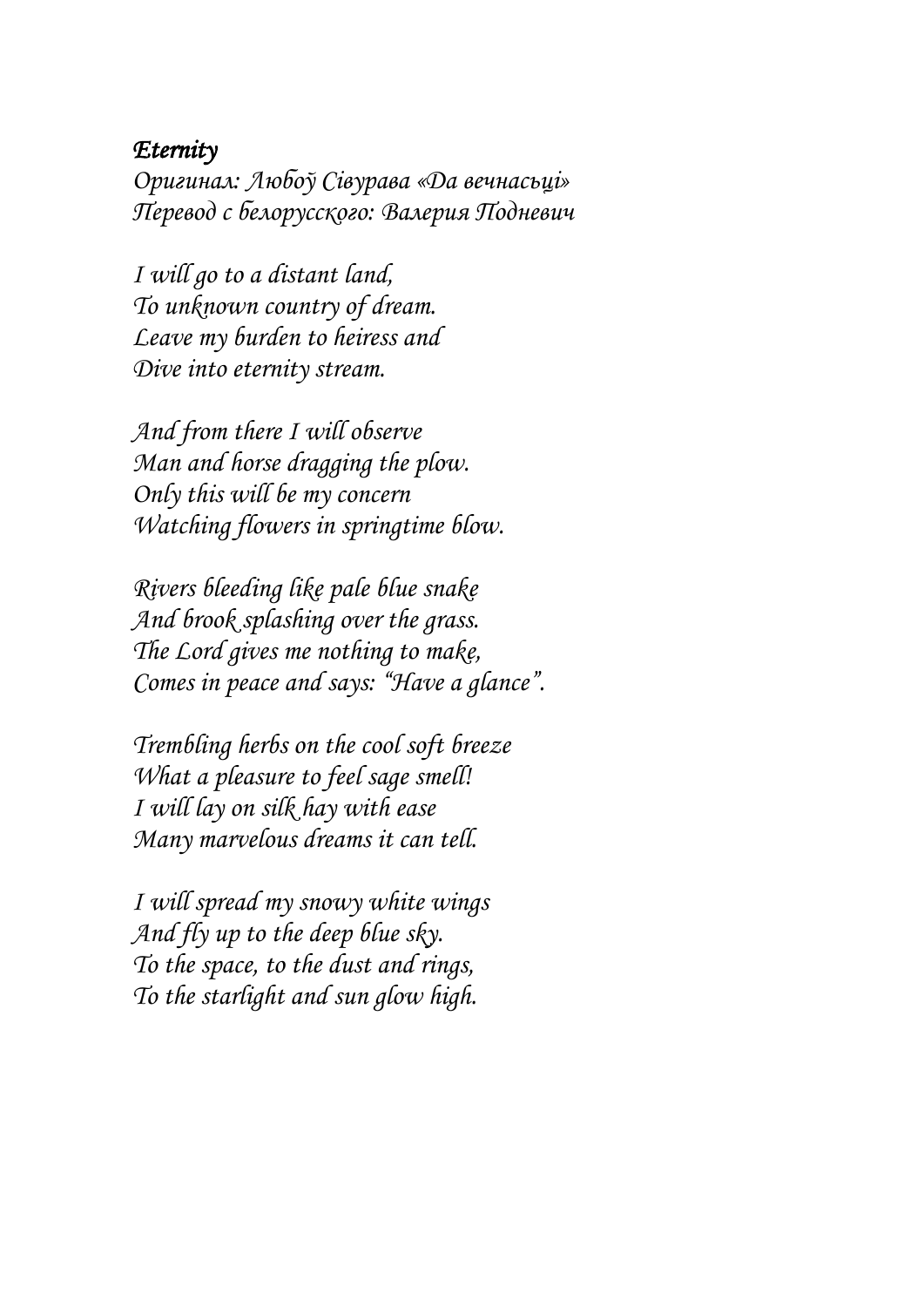***Eternity***

*Оригинал: Любоў Сівурава «Да вечнасьці»*
*Перевод с белорусского: Валерия Подневич*

*I will go to a distant land,*
*To unknown country of dream.*
*Leave my burden to heiress and*
*Dive into eternity stream.*

*And from there I will observe*
*Man and horse dragging the plow.*
*Only this will be my concern*
*Watching flowers in springtime blow.*

*Rivers bleeding like pale blue snake*
*And brook splashing over the grass.*
*The Lord gives me nothing to make,*
*Comes in peace and says: "Have a glance".*

*Trembling herbs on the cool soft breeze*
*What a pleasure to feel sage smell!*
*I will lay on silk hay with ease*
*Many marvelous dreams it can tell.*

*I will spread my snowy white wings*
*And fly up to the deep blue sky.*
*To the space, to the dust and rings,*
*To the starlight and sun glow high.*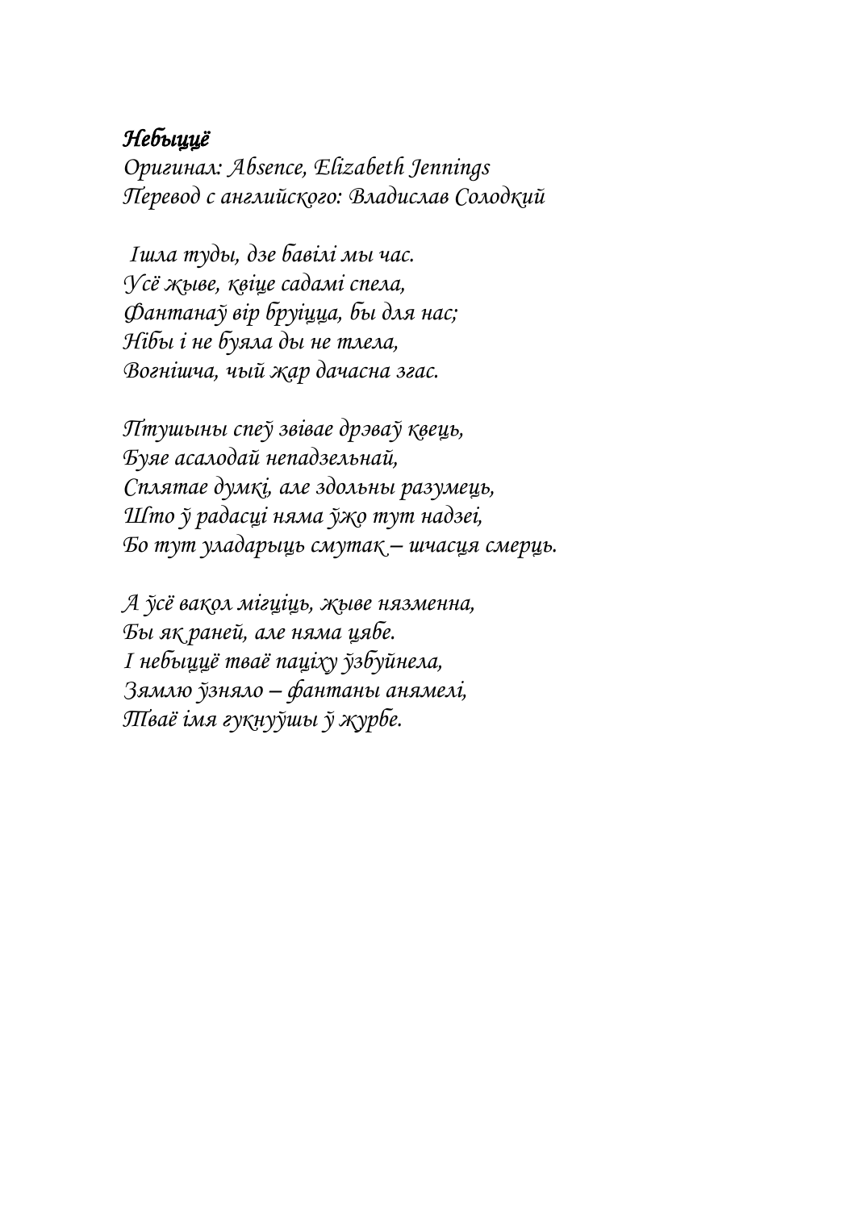***Небыццё***

*Оригинал: Absence, Elizabeth Jennings*
*Перевод с английского: Владислав Солодкий*

*Ішла туды, дзе бавілі мы час.*
*Усё жыве, квіце садамі спела,*
*Фантанаў вір бруіцца, бы для нас;*
*Нібы і не буяла ды не тлела,*
*Вогнішча, чый жар дачасна згас.*

*Птушыны спеў звівае дрэваў квецъ,*
*Буяе асалодай непадзельнай,*
*Сплятае думкі, але здольны разумецъ,*
*Што ў радасці няма ўжо тут надзеі,*
*Бо тут уладарыць смутак – шчасця смерць.*

*А ўсё вакол мігціць, жыве нязменна,*
*Бы як раней, але няма цябе.*
*І небыццё тваё паціху ўзбуйнела,*
*Зямлю ўзняло – фантаны анямелі,*
*Тваё імя гукнуўшы ў журбе.*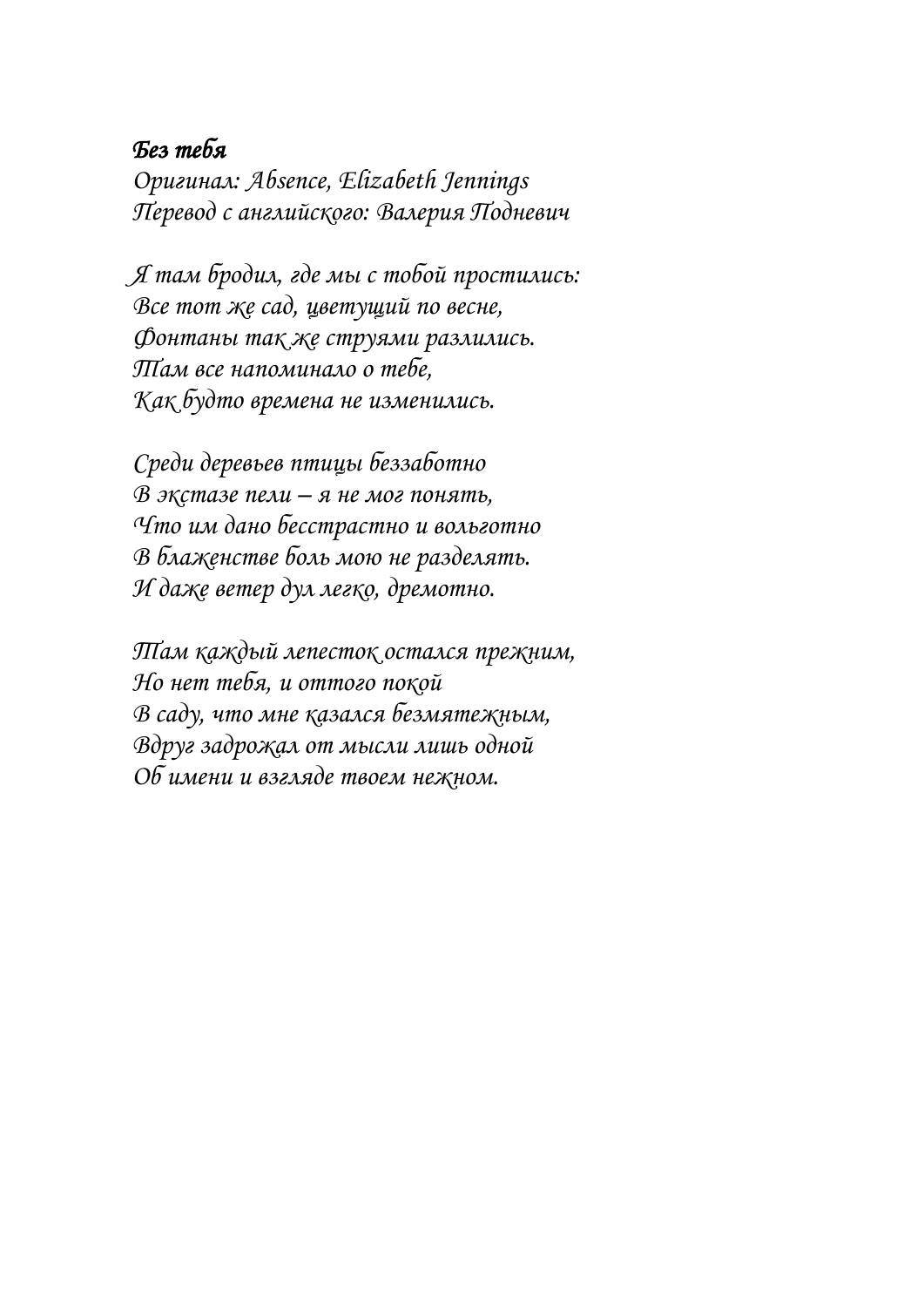***Без тебя***
*Оригинал: Absence, Elizabeth Jennings*
*Перевод с английского: Валерия Подневич*

*Я там бродил, где мы с тобой простились:*
*Все тот же сад, цветущий по весне,*
*Фонтаны так же струями разлились.*
*Там все напоминало о тебе,*
*Как будто времена не изменились.*

*Среди деревьев птицы беззаботно*
*В экстазе пели – я не мог понять,*
*Что им дано бесстрастно и вольготно*
*В блаженстве боль мою не разделять.*
*И даже ветер дул легко, дремотно.*

*Там каждый лепесток остался прежним,*
*Но нет тебя, и оттого покой*
*В саду, что мне казался безмятежным,*
*Вдруг задрожал от мысли лишь одной*
*Об имени и взгляде твоем нежном.*